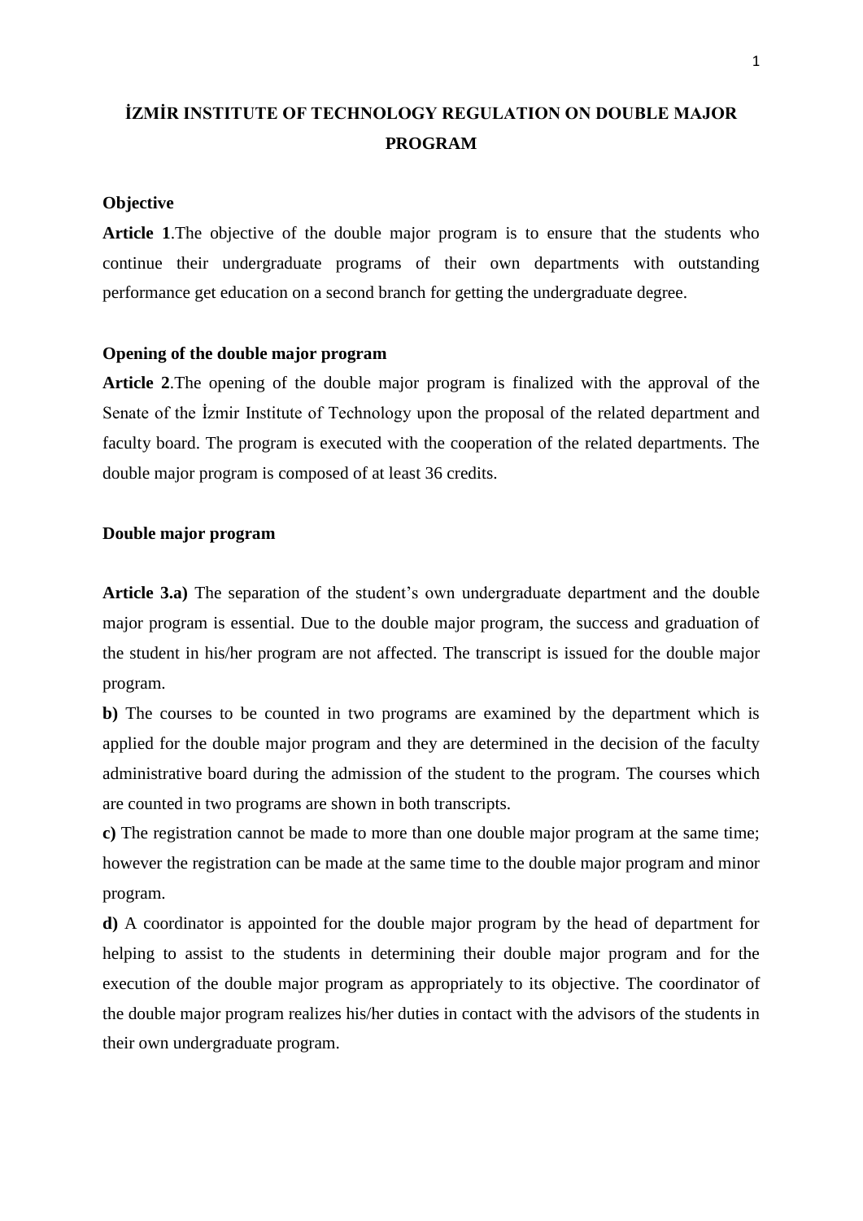# İZMİR INSTITUTE OF TECHNOLOGY REGULATION ON DOUBLE MAJOR PROGRAM

**Objective**

**Article 1**.The objective of the double major program is to ensure that the students who continue their undergraduate programs of their own departments with outstanding performance get education on a second branch for getting the undergraduate degree.

**Opening of the double major program**

**Article 2**.The opening of the double major program is finalized with the approval of the Senate of the İzmir Institute of Technology upon the proposal of the related department and faculty board. The program is executed with the cooperation of the related departments. The double major program is composed of at least 36 credits.

**Double major program**

**Article 3.a)** The separation of the student's own undergraduate department and the double major program is essential. Due to the double major program, the success and graduation of the student in his/her program are not affected. The transcript is issued for the double major program.

**b)** The courses to be counted in two programs are examined by the department which is applied for the double major program and they are determined in the decision of the faculty administrative board during the admission of the student to the program. The courses which are counted in two programs are shown in both transcripts.

**c)** The registration cannot be made to more than one double major program at the same time; however the registration can be made at the same time to the double major program and minor program.

**d)** A coordinator is appointed for the double major program by the head of department for helping to assist to the students in determining their double major program and for the execution of the double major program as appropriately to its objective. The coordinator of the double major program realizes his/her duties in contact with the advisors of the students in their own undergraduate program.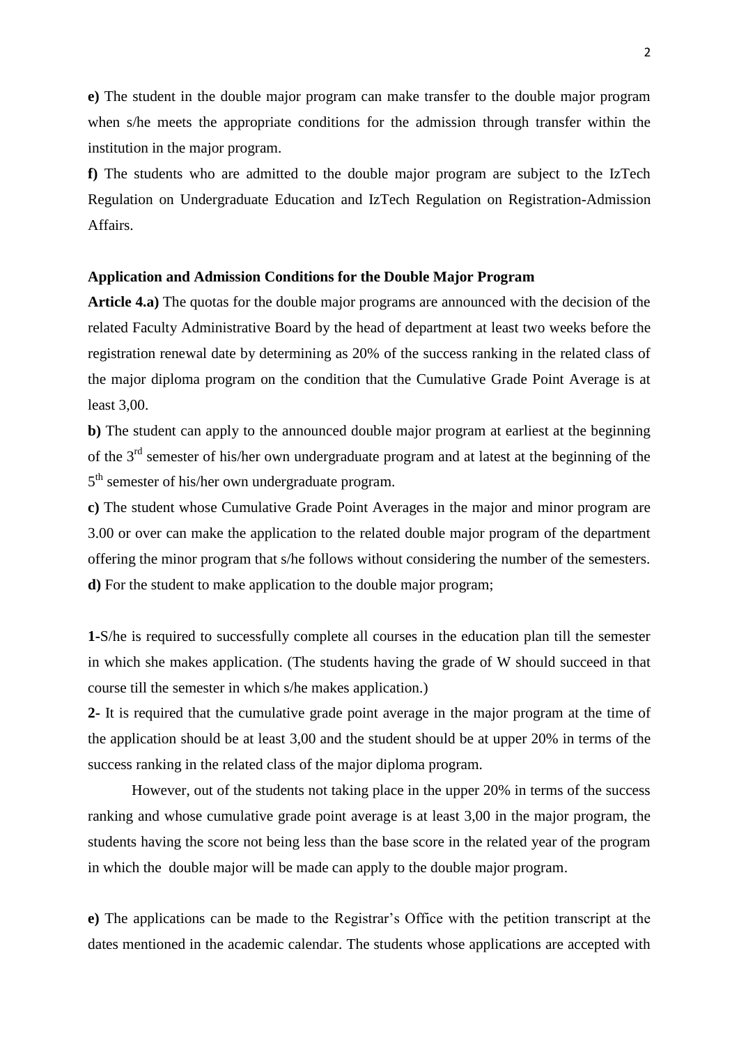**e)** The student in the double major program can make transfer to the double major program when s/he meets the appropriate conditions for the admission through transfer within the institution in the major program.

**f)** The students who are admitted to the double major program are subject to the IzTech Regulation on Undergraduate Education and IzTech Regulation on Registration-Admission Affairs.

**Application and Admission Conditions for the Double Major Program**

**Article 4.a)** The quotas for the double major programs are announced with the decision of the related Faculty Administrative Board by the head of department at least two weeks before the registration renewal date by determining as 20% of the success ranking in the related class of the major diploma program on the condition that the Cumulative Grade Point Average is at least 3,00.

**b)** The student can apply to the announced double major program at earliest at the beginning of the 3rd semester of his/her own undergraduate program and at latest at the beginning of the 5th semester of his/her own undergraduate program.

**c)** The student whose Cumulative Grade Point Averages in the major and minor program are 3.00 or over can make the application to the related double major program of the department offering the minor program that s/he follows without considering the number of the semesters.

**d)** For the student to make application to the double major program;

**1-**S/he is required to successfully complete all courses in the education plan till the semester in which she makes application. (The students having the grade of W should succeed in that course till the semester in which s/he makes application.)

**2-** It is required that the cumulative grade point average in the major program at the time of the application should be at least 3,00 and the student should be at upper 20% in terms of the success ranking in the related class of the major diploma program.

However, out of the students not taking place in the upper 20% in terms of the success ranking and whose cumulative grade point average is at least 3,00 in the major program, the students having the score not being less than the base score in the related year of the program in which the double major will be made can apply to the double major program.

**e)** The applications can be made to the Registrar's Office with the petition transcript at the dates mentioned in the academic calendar. The students whose applications are accepted with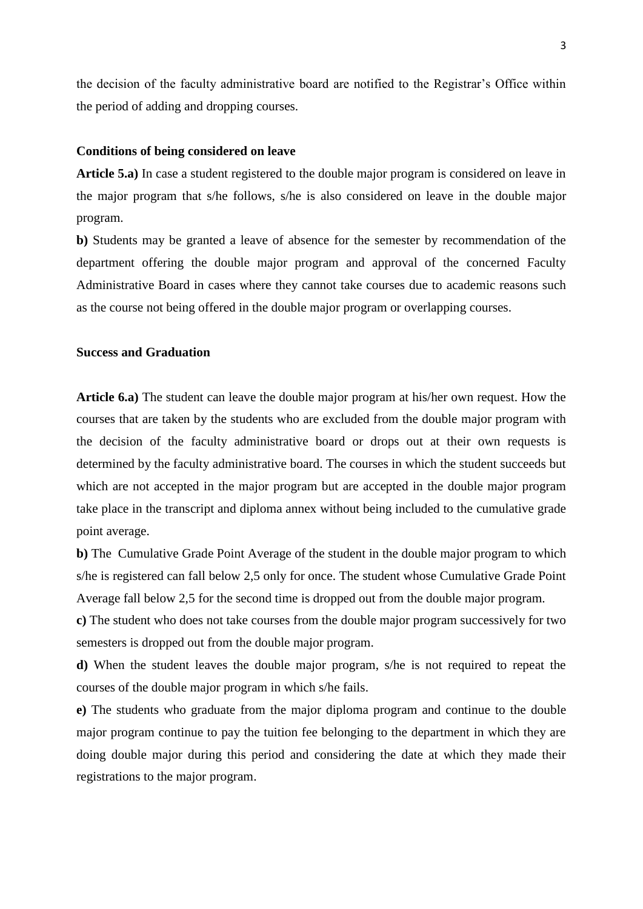the decision of the faculty administrative board are notified to the Registrar's Office within the period of adding and dropping courses.

**Conditions of being considered on leave**

**Article 5.a)** In case a student registered to the double major program is considered on leave in the major program that s/he follows, s/he is also considered on leave in the double major program.

**b)** Students may be granted a leave of absence for the semester by recommendation of the department offering the double major program and approval of the concerned Faculty Administrative Board in cases where they cannot take courses due to academic reasons such as the course not being offered in the double major program or overlapping courses.

**Success and Graduation**

**Article 6.a)** The student can leave the double major program at his/her own request. How the courses that are taken by the students who are excluded from the double major program with the decision of the faculty administrative board or drops out at their own requests is determined by the faculty administrative board. The courses in which the student succeeds but which are not accepted in the major program but are accepted in the double major program take place in the transcript and diploma annex without being included to the cumulative grade point average.

**b)** The Cumulative Grade Point Average of the student in the double major program to which s/he is registered can fall below 2,5 only for once. The student whose Cumulative Grade Point Average fall below 2,5 for the second time is dropped out from the double major program.

**c)** The student who does not take courses from the double major program successively for two semesters is dropped out from the double major program.

**d)** When the student leaves the double major program, s/he is not required to repeat the courses of the double major program in which s/he fails.

**e)** The students who graduate from the major diploma program and continue to the double major program continue to pay the tuition fee belonging to the department in which they are doing double major during this period and considering the date at which they made their registrations to the major program.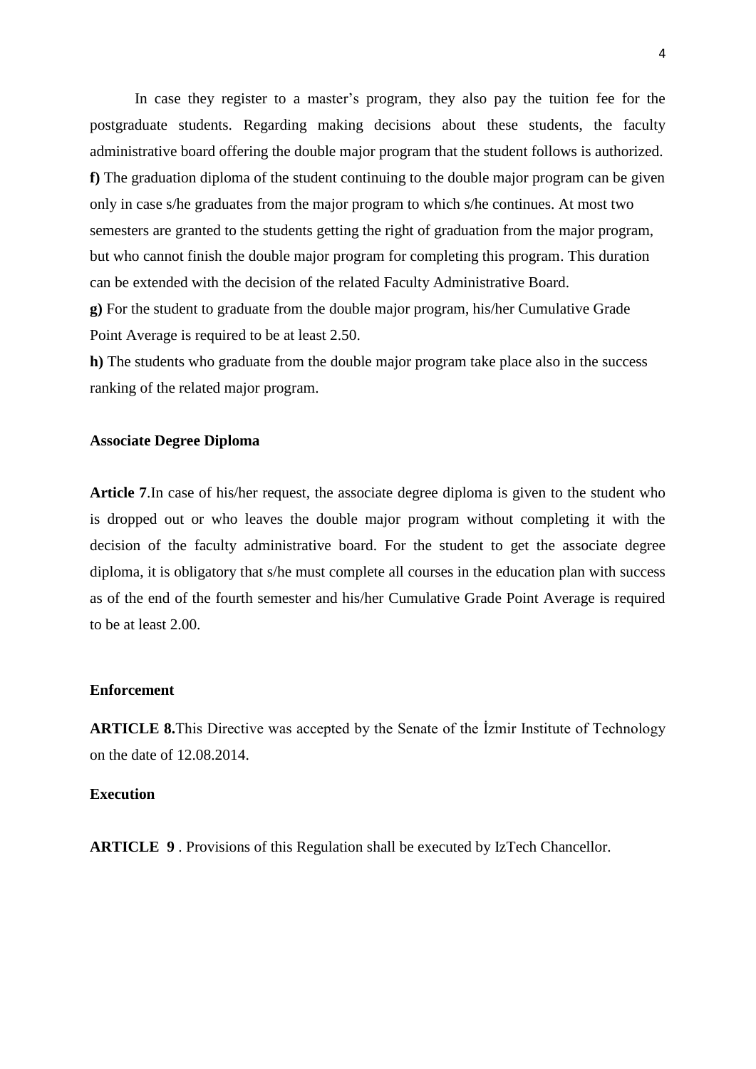In case they register to a master's program, they also pay the tuition fee for the postgraduate students. Regarding making decisions about these students, the faculty administrative board offering the double major program that the student follows is authorized.

**f)** The graduation diploma of the student continuing to the double major program can be given only in case s/he graduates from the major program to which s/he continues. At most two semesters are granted to the students getting the right of graduation from the major program, but who cannot finish the double major program for completing this program. This duration can be extended with the decision of the related Faculty Administrative Board.

**g)** For the student to graduate from the double major program, his/her Cumulative Grade Point Average is required to be at least 2.50.

**h)** The students who graduate from the double major program take place also in the success ranking of the related major program.

**Associate Degree Diploma**

**Article 7**.In case of his/her request, the associate degree diploma is given to the student who is dropped out or who leaves the double major program without completing it with the decision of the faculty administrative board. For the student to get the associate degree diploma, it is obligatory that s/he must complete all courses in the education plan with success as of the end of the fourth semester and his/her Cumulative Grade Point Average is required to be at least 2.00.

**Enforcement**

**ARTICLE 8.**This Directive was accepted by the Senate of the İzmir Institute of Technology on the date of 12.08.2014.

**Execution**

**ARTICLE 9** . Provisions of this Regulation shall be executed by IzTech Chancellor.